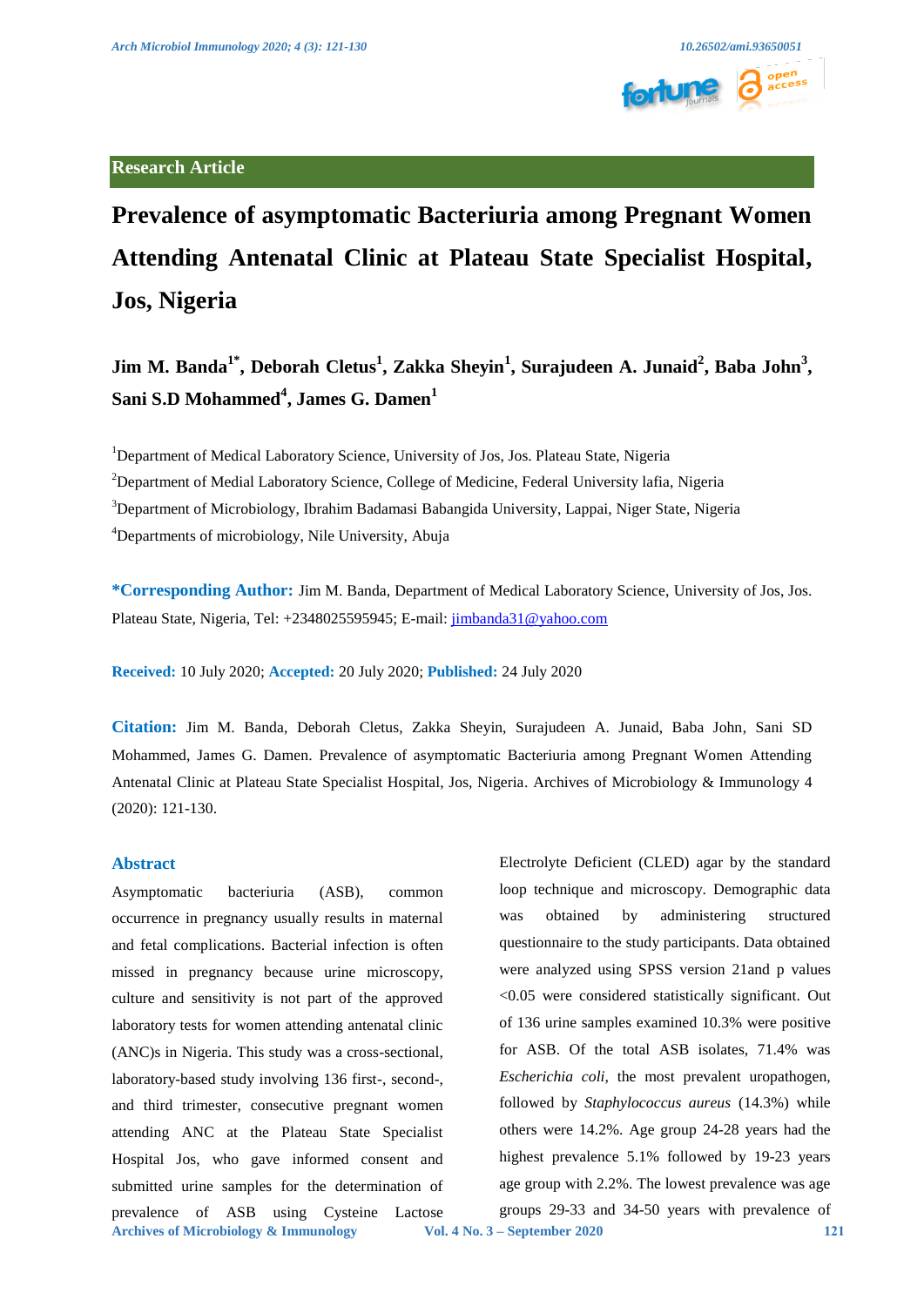Research Article

# Prevalence of asymptomatic Bacteriuria among Pregnant Women Attending Antenatal Clinic at Plateau State Specialist Hospital, Jos, Nigeria

**Jim M. Banda[1*], Deborah Cletus[1], Zakka Sheyin[1], Surajudeen A. Junaid[2], Baba John[3], Sani S.D Mohammed[4], James G. Damen[1]**

[1]Department of Medical Laboratory Science, University of Jos, Jos. Plateau State, Nigeria

[2]Department of Medial Laboratory Science, College of Medicine, Federal University lafia, Nigeria

[3]Department of Microbiology, Ibrahim Badamasi Babangida University, Lappai, Niger State, Nigeria

[4]Departments of microbiology, Nile University, Abuja

**\*Corresponding Author:** Jim M. Banda, Department of Medical Laboratory Science, University of Jos, Jos. Plateau State, Nigeria, Tel: +2348025595945; E-mail: jimbanda31@yahoo.com

**Received:** 10 July 2020; **Accepted:** 20 July 2020; **Published:** 24 July 2020

**Citation:** Jim M. Banda, Deborah Cletus, Zakka Sheyin, Surajudeen A. Junaid, Baba John, Sani SD Mohammed, James G. Damen. Prevalence of asymptomatic Bacteriuria among Pregnant Women Attending Antenatal Clinic at Plateau State Specialist Hospital, Jos, Nigeria. Archives of Microbiology & Immunology 4 (2020): 121-130.

## Abstract

Asymptomatic bacteriuria (ASB), common occurrence in pregnancy usually results in maternal and fetal complications. Bacterial infection is often missed in pregnancy because urine microscopy, culture and sensitivity is not part of the approved laboratory tests for women attending antenatal clinic (ANC)s in Nigeria. This study was a cross-sectional, laboratory-based study involving 136 first-, second-, and third trimester, consecutive pregnant women attending ANC at the Plateau State Specialist Hospital Jos, who gave informed consent and submitted urine samples for the determination of prevalence of ASB using Cysteine Lactose Electrolyte Deficient (CLED) agar by the standard loop technique and microscopy. Demographic data was obtained by administering structured questionnaire to the study participants. Data obtained were analyzed using SPSS version 21and p values $<0.05$ were considered statistically significant. Out of 136 urine samples examined 10.3% were positive for ASB. Of the total ASB isolates, 71.4% was *Escherichia coli*, the most prevalent uropathogen, followed by *Staphylococcus aureus* (14.3%) while others were 14.2%. Age group 24-28 years had the highest prevalence 5.1% followed by 19-23 years age group with 2.2%. The lowest prevalence was age groups 29-33 and 34-50 years with prevalence of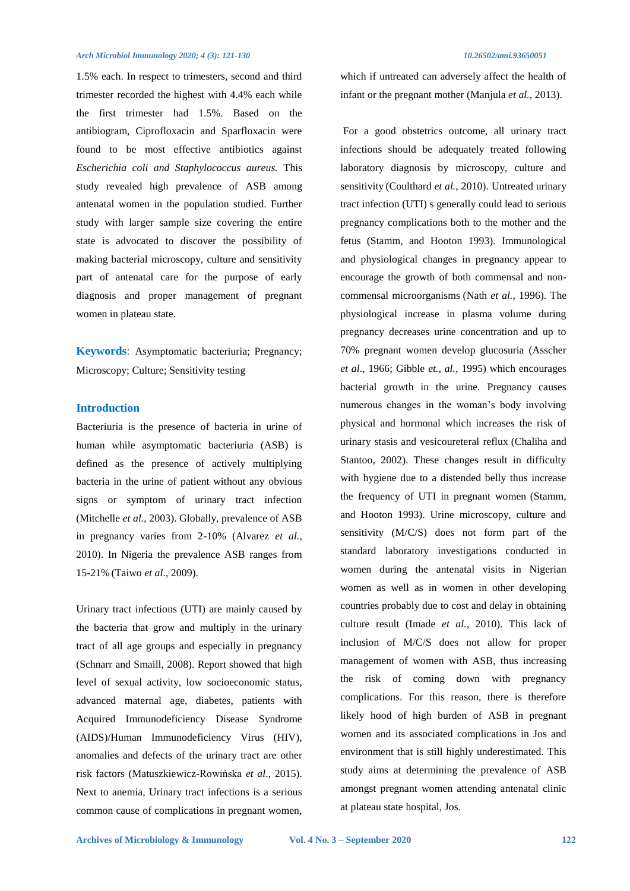1.5% each. In respect to trimesters, second and third trimester recorded the highest with 4.4% each while the first trimester had 1.5%. Based on the antibiogram, Ciprofloxacin and Sparfloxacin were found to be most effective antibiotics against *Escherichia coli and Staphylococcus aureus.* This study revealed high prevalence of ASB among antenatal women in the population studied. Further study with larger sample size covering the entire state is advocated to discover the possibility of making bacterial microscopy, culture and sensitivity part of antenatal care for the purpose of early diagnosis and proper management of pregnant women in plateau state.

**Keywords**: Asymptomatic bacteriuria; Pregnancy; Microscopy; Culture; Sensitivity testing

## Introduction

Bacteriuria is the presence of bacteria in urine of human while asymptomatic bacteriuria (ASB) is defined as the presence of actively multiplying bacteria in the urine of patient without any obvious signs or symptom of urinary tract infection (Mitchelle *et al.*, 2003). Globally, prevalence of ASB in pregnancy varies from 2-10% (Alvarez *et al.,* 2010). In Nigeria the prevalence ASB ranges from 15-21% (Taiwo *et al*., 2009).

Urinary tract infections (UTI) are mainly caused by the bacteria that grow and multiply in the urinary tract of all age groups and especially in pregnancy (Schnarr and Smaill, 2008). Report showed that high level of sexual activity, low socioeconomic status, advanced maternal age, diabetes, patients with Acquired Immunodeficiency Disease Syndrome (AIDS)/Human Immunodeficiency Virus (HIV), anomalies and defects of the urinary tract are other risk factors (Matuszkiewicz-Rowińska *et al*., 2015). Next to anemia, Urinary tract infections is a serious common cause of complications in pregnant women, which if untreated can adversely affect the health of infant or the pregnant mother (Manjula *et al.*, 2013).

For a good obstetrics outcome, all urinary tract infections should be adequately treated following laboratory diagnosis by microscopy, culture and sensitivity (Coulthard *et al.*, 2010). Untreated urinary tract infection (UTI) s generally could lead to serious pregnancy complications both to the mother and the fetus (Stamm, and Hooton 1993). Immunological and physiological changes in pregnancy appear to encourage the growth of both commensal and non-commensal microorganisms (Nath *et al.*, 1996). The physiological increase in plasma volume during pregnancy decreases urine concentration and up to 70% pregnant women develop glucosuria (Asscher *et al*., 1966; Gibble *et., al.*, 1995) which encourages bacterial growth in the urine. Pregnancy causes numerous changes in the woman's body involving physical and hormonal which increases the risk of urinary stasis and vesicoureteral reflux (Chaliha and Stantoo, 2002). These changes result in difficulty with hygiene due to a distended belly thus increase the frequency of UTI in pregnant women (Stamm, and Hooton 1993). Urine microscopy, culture and sensitivity (M/C/S) does not form part of the standard laboratory investigations conducted in women during the antenatal visits in Nigerian women as well as in women in other developing countries probably due to cost and delay in obtaining culture result (Imade *et al.,* 2010). This lack of inclusion of M/C/S does not allow for proper management of women with ASB, thus increasing the risk of coming down with pregnancy complications. For this reason, there is therefore likely hood of high burden of ASB in pregnant women and its associated complications in Jos and environment that is still highly underestimated. This study aims at determining the prevalence of ASB amongst pregnant women attending antenatal clinic at plateau state hospital, Jos.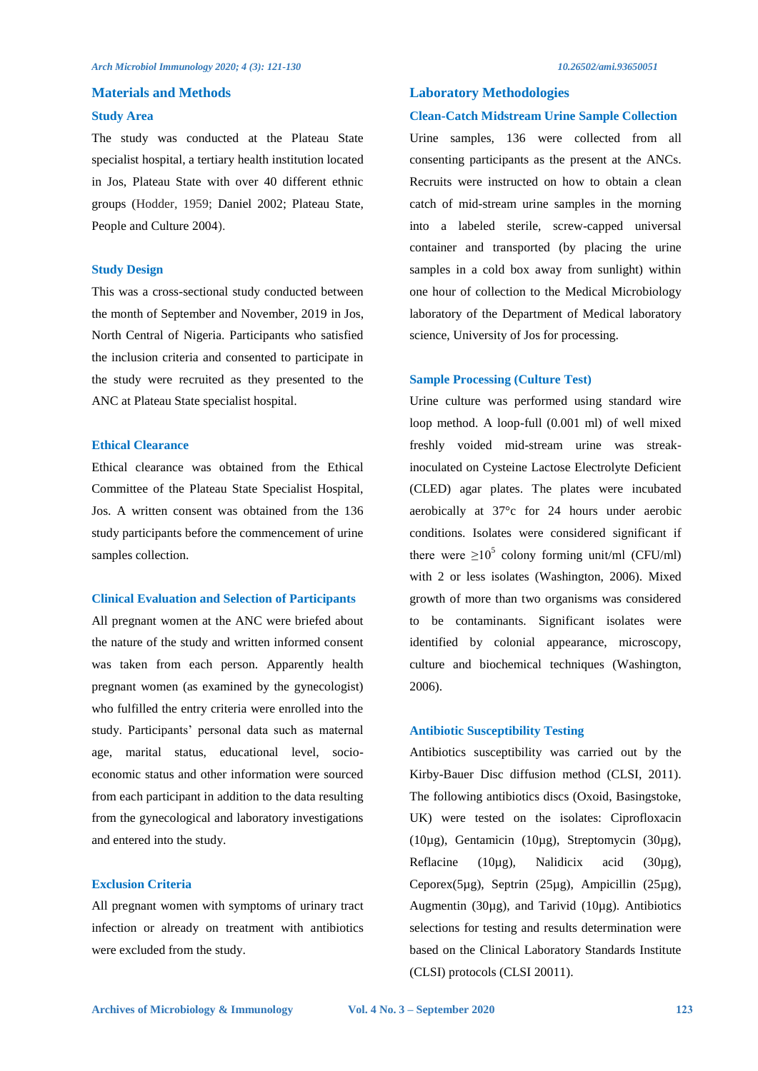## Materials and Methods

### Study Area

The study was conducted at the Plateau State specialist hospital, a tertiary health institution located in Jos, Plateau State with over 40 different ethnic groups (Hodder, 1959; Daniel 2002; Plateau State, People and Culture 2004).

### Study Design

This was a cross-sectional study conducted between the month of September and November, 2019 in Jos, North Central of Nigeria. Participants who satisfied the inclusion criteria and consented to participate in the study were recruited as they presented to the ANC at Plateau State specialist hospital.

### Ethical Clearance

Ethical clearance was obtained from the Ethical Committee of the Plateau State Specialist Hospital, Jos. A written consent was obtained from the 136 study participants before the commencement of urine samples collection.

### Clinical Evaluation and Selection of Participants

All pregnant women at the ANC were briefed about the nature of the study and written informed consent was taken from each person. Apparently health pregnant women (as examined by the gynecologist) who fulfilled the entry criteria were enrolled into the study. Participants' personal data such as maternal age, marital status, educational level, socio-economic status and other information were sourced from each participant in addition to the data resulting from the gynecological and laboratory investigations and entered into the study.

### Exclusion Criteria

All pregnant women with symptoms of urinary tract infection or already on treatment with antibiotics were excluded from the study.

## Laboratory Methodologies

### Clean-Catch Midstream Urine Sample Collection

Urine samples, 136 were collected from all consenting participants as the present at the ANCs. Recruits were instructed on how to obtain a clean catch of mid-stream urine samples in the morning into a labeled sterile, screw-capped universal container and transported (by placing the urine samples in a cold box away from sunlight) within one hour of collection to the Medical Microbiology laboratory of the Department of Medical laboratory science, University of Jos for processing.

### Sample Processing (Culture Test)

Urine culture was performed using standard wire loop method. A loop-full (0.001 ml) of well mixed freshly voided mid-stream urine was streak-inoculated on Cysteine Lactose Electrolyte Deficient (CLED) agar plates. The plates were incubated aerobically at 37°c for 24 hours under aerobic conditions. Isolates were considered significant if there were $\geq 10^5$ colony forming unit/ml (CFU/ml) with 2 or less isolates (Washington, 2006). Mixed growth of more than two organisms was considered to be contaminants. Significant isolates were identified by colonial appearance, microscopy, culture and biochemical techniques (Washington, 2006).

### Antibiotic Susceptibility Testing

Antibiotics susceptibility was carried out by the Kirby-Bauer Disc diffusion method (CLSI, 2011). The following antibiotics discs (Oxoid, Basingstoke, UK) were tested on the isolates: Ciprofloxacin (10µg), Gentamicin (10µg), Streptomycin (30µg), Reflacine (10µg), Nalidicix acid (30µg), Ceporex(5µg), Septrin (25µg), Ampicillin (25µg), Augmentin (30µg), and Tarivid (10µg). Antibiotics selections for testing and results determination were based on the Clinical Laboratory Standards Institute (CLSI) protocols (CLSI 20011).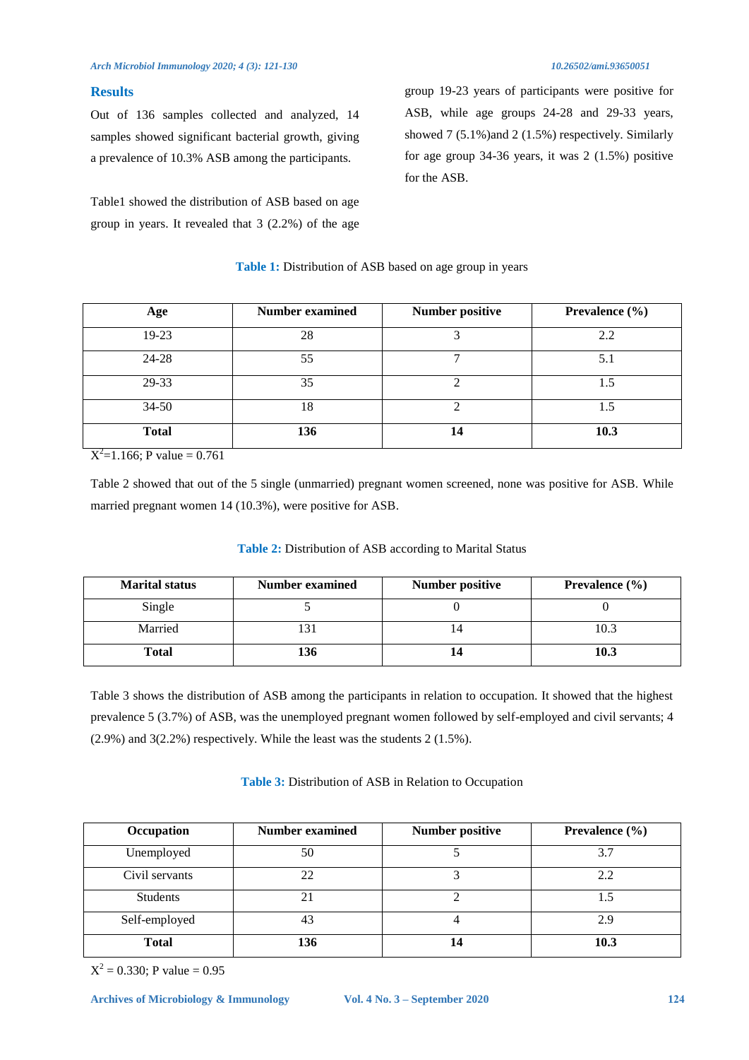## Results

Out of 136 samples collected and analyzed, 14 samples showed significant bacterial growth, giving a prevalence of 10.3% ASB among the participants.

Table1 showed the distribution of ASB based on age group in years. It revealed that 3 (2.2%) of the age group 19-23 years of participants were positive for ASB, while age groups 24-28 and 29-33 years, showed 7 (5.1%)and 2 (1.5%) respectively. Similarly for age group 34-36 years, it was 2 (1.5%) positive for the ASB.

**Table 1:** Distribution of ASB based on age group in years

| Age | Number examined | Number positive | Prevalence (%) |
|---|---|---|---|
| 19-23 | 28 | 3 | 2.2 |
| 24-28 | 55 | 7 | 5.1 |
| 29-33 | 35 | 2 | 1.5 |
| 34-50 | 18 | 2 | 1.5 |
| **Total** | **136** | **14** | **10.3** |

$X^2$=1.166; P value = 0.761

Table 2 showed that out of the 5 single (unmarried) pregnant women screened, none was positive for ASB. While married pregnant women 14 (10.3%), were positive for ASB.

**Table 2:** Distribution of ASB according to Marital Status

| Marital status | Number examined | Number positive | Prevalence (%) |
|---|---|---|---|
| Single | 5 | 0 | 0 |
| Married | 131 | 14 | 10.3 |
| **Total** | **136** | **14** | **10.3** |

Table 3 shows the distribution of ASB among the participants in relation to occupation. It showed that the highest prevalence 5 (3.7%) of ASB, was the unemployed pregnant women followed by self-employed and civil servants; 4 (2.9%) and 3(2.2%) respectively. While the least was the students 2 (1.5%).

**Table 3:** Distribution of ASB in Relation to Occupation

| Occupation | Number examined | Number positive | Prevalence (%) |
|---|---|---|---|
| Unemployed | 50 | 5 | 3.7 |
| Civil servants | 22 | 3 | 2.2 |
| Students | 21 | 2 | 1.5 |
| Self-employed | 43 | 4 | 2.9 |
| **Total** | **136** | **14** | **10.3** |

$X^2$ = 0.330; P value = 0.95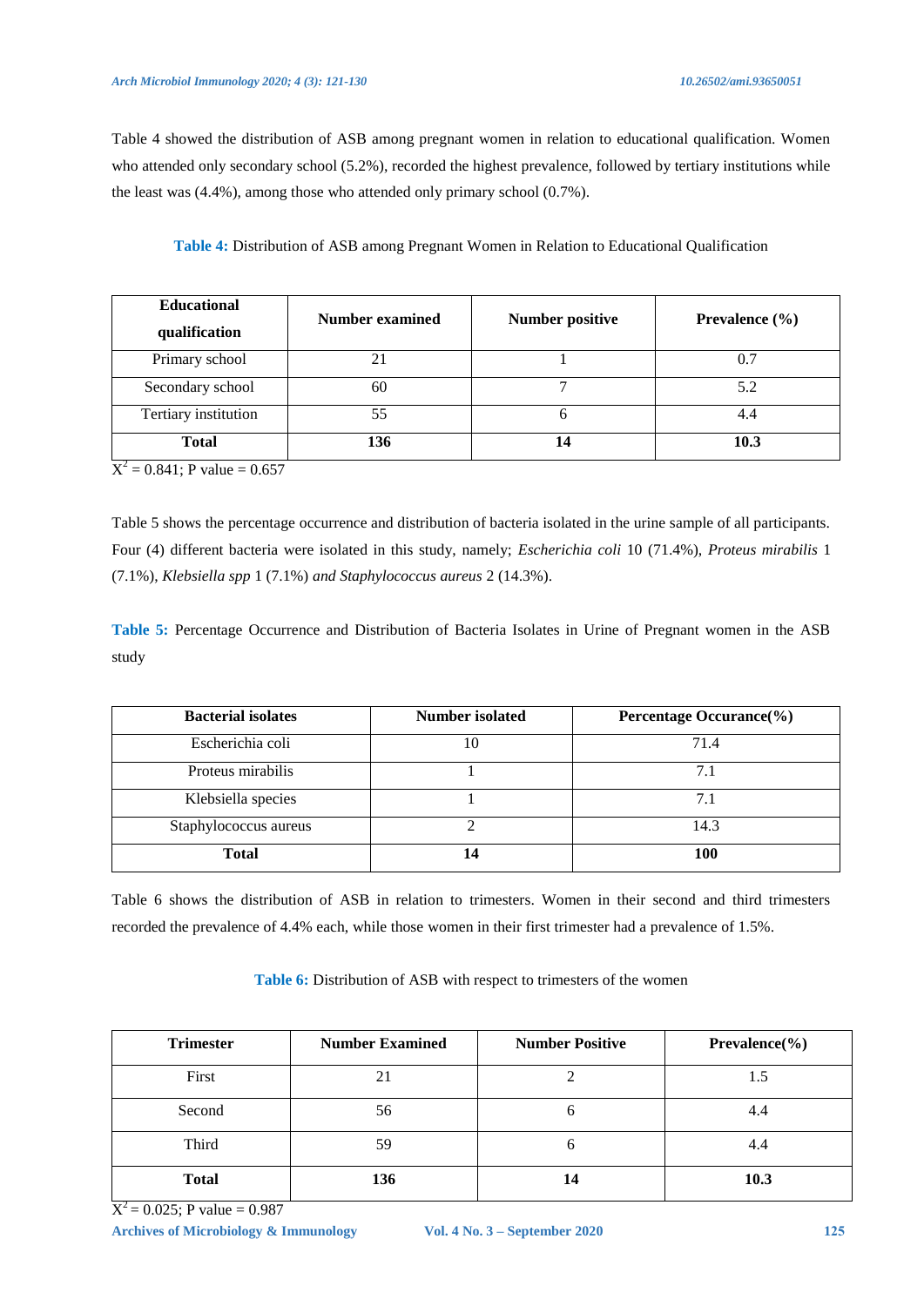Table 4 showed the distribution of ASB among pregnant women in relation to educational qualification. Women who attended only secondary school (5.2%), recorded the highest prevalence, followed by tertiary institutions while the least was (4.4%), among those who attended only primary school (0.7%).

**Table 4:** Distribution of ASB among Pregnant Women in Relation to Educational Qualification

| Educational qualification | Number examined | Number positive | Prevalence (%) |
|---|---|---|---|
| Primary school | 21 | 1 | 0.7 |
| Secondary school | 60 | 7 | 5.2 |
| Tertiary institution | 55 | 6 | 4.4 |
| **Total** | **136** | **14** | **10.3** |

$X^2 = 0.841$; P value = 0.657

Table 5 shows the percentage occurrence and distribution of bacteria isolated in the urine sample of all participants. Four (4) different bacteria were isolated in this study, namely; *Escherichia coli* 10 (71.4%), *Proteus mirabilis* 1 (7.1%), *Klebsiella spp* 1 (7.1%) *and Staphylococcus aureus* 2 (14.3%).

**Table 5:** Percentage Occurrence and Distribution of Bacteria Isolates in Urine of Pregnant women in the ASB study

| Bacterial isolates | Number isolated | Percentage Occurance(%) |
|---|---|---|
| Escherichia coli | 10 | 71.4 |
| Proteus mirabilis | 1 | 7.1 |
| Klebsiella species | 1 | 7.1 |
| Staphylococcus aureus | 2 | 14.3 |
| **Total** | **14** | **100** |

Table 6 shows the distribution of ASB in relation to trimesters. Women in their second and third trimesters recorded the prevalence of 4.4% each, while those women in their first trimester had a prevalence of 1.5%.

**Table 6:** Distribution of ASB with respect to trimesters of the women

| Trimester | Number Examined | Number Positive | Prevalence(%) |
|---|---|---|---|
| First | 21 | 2 | 1.5 |
| Second | 56 | 6 | 4.4 |
| Third | 59 | 6 | 4.4 |
| **Total** | **136** | **14** | **10.3** |

$X^2 = 0.025$; P value = 0.987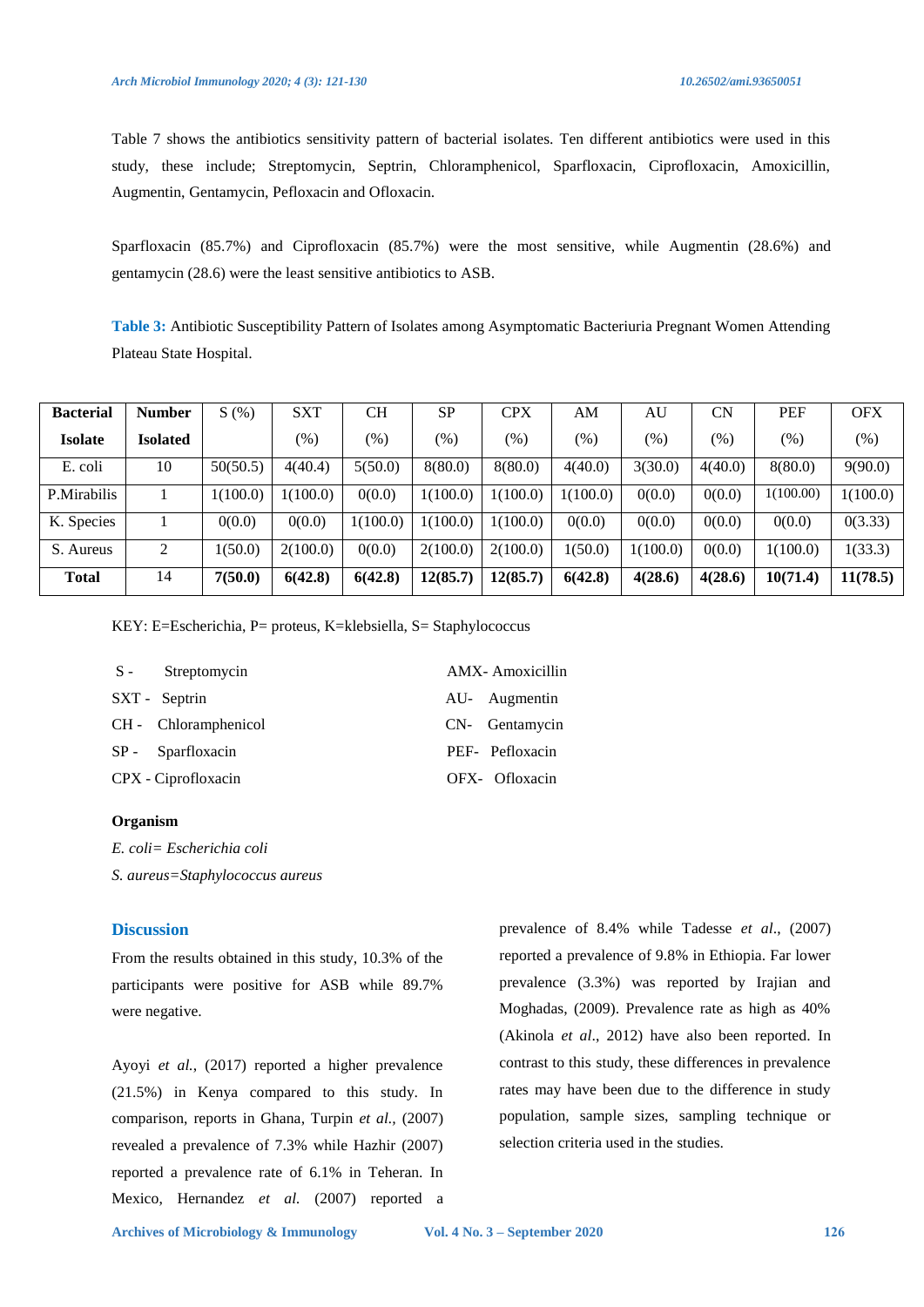Table 7 shows the antibiotics sensitivity pattern of bacterial isolates. Ten different antibiotics were used in this study, these include; Streptomycin, Septrin, Chloramphenicol, Sparfloxacin, Ciprofloxacin, Amoxicillin, Augmentin, Gentamycin, Pefloxacin and Ofloxacin.

Sparfloxacin (85.7%) and Ciprofloxacin (85.7%) were the most sensitive, while Augmentin (28.6%) and gentamycin (28.6) were the least sensitive antibiotics to ASB.

**Table 3:** Antibiotic Susceptibility Pattern of Isolates among Asymptomatic Bacteriuria Pregnant Women Attending Plateau State Hospital.

| **Bacterial Isolate** | **Number Isolated** | S (%) | SXT (%) | CH (%) | SP (%) | CPX (%) | AM (%) | AU (%) | CN (%) | PEF (%) | OFX (%) |
|---|---|---|---|---|---|---|---|---|---|---|---|
| E. coli | 10 | 50(50.5) | 4(40.4) | 5(50.0) | 8(80.0) | 8(80.0) | 4(40.0) | 3(30.0) | 4(40.0) | 8(80.0) | 9(90.0) |
| P.Mirabilis | 1 | 1(100.0) | 1(100.0) | 0(0.0) | 1(100.0) | 1(100.0) | 1(100.0) | 0(0.0) | 0(0.0) | 1(100.00) | 1(100.0) |
| K. Species | 1 | 0(0.0) | 0(0.0) | 1(100.0) | 1(100.0) | 1(100.0) | 0(0.0) | 0(0.0) | 0(0.0) | 0(0.0) | 0(3.33) |
| S. Aureus | 2 | 1(50.0) | 2(100.0) | 0(0.0) | 2(100.0) | 2(100.0) | 1(50.0) | 1(100.0) | 0(0.0) | 1(100.0) | 1(33.3) |
| **Total** | 14 | **7(50.0)** | **6(42.8)** | **6(42.8)** | **12(85.7)** | **12(85.7)** | **6(42.8)** | **4(28.6)** | **4(28.6)** | **10(71.4)** | **11(78.5)** |

KEY: E=Escherichia, P= proteus, K=klebsiella, S= Staphylococcus

S - Streptomycin
SXT - Septrin
CH - Chloramphenicol
SP - Sparfloxacin
CPX - Ciprofloxacin
AMX- Amoxicillin
AU- Augmentin
CN- Gentamycin
PEF- Pefloxacin
OFX- Ofloxacin

**Organism**

*E. coli= Escherichia coli*

*S. aureus=Staphylococcus aureus*

## Discussion

From the results obtained in this study, 10.3% of the participants were positive for ASB while 89.7% were negative.

Ayoyi *et al.*, (2017) reported a higher prevalence (21.5%) in Kenya compared to this study. In comparison, reports in Ghana, Turpin *et al.*, (2007) revealed a prevalence of 7.3% while Hazhir (2007) reported a prevalence rate of 6.1% in Teheran. In Mexico, Hernandez *et al.* (2007) reported a prevalence of 8.4% while Tadesse *et al*., (2007) reported a prevalence of 9.8% in Ethiopia. Far lower prevalence (3.3%) was reported by Irajian and Moghadas, (2009). Prevalence rate as high as 40% (Akinola *et al*., 2012) have also been reported. In contrast to this study, these differences in prevalence rates may have been due to the difference in study population, sample sizes, sampling technique or selection criteria used in the studies.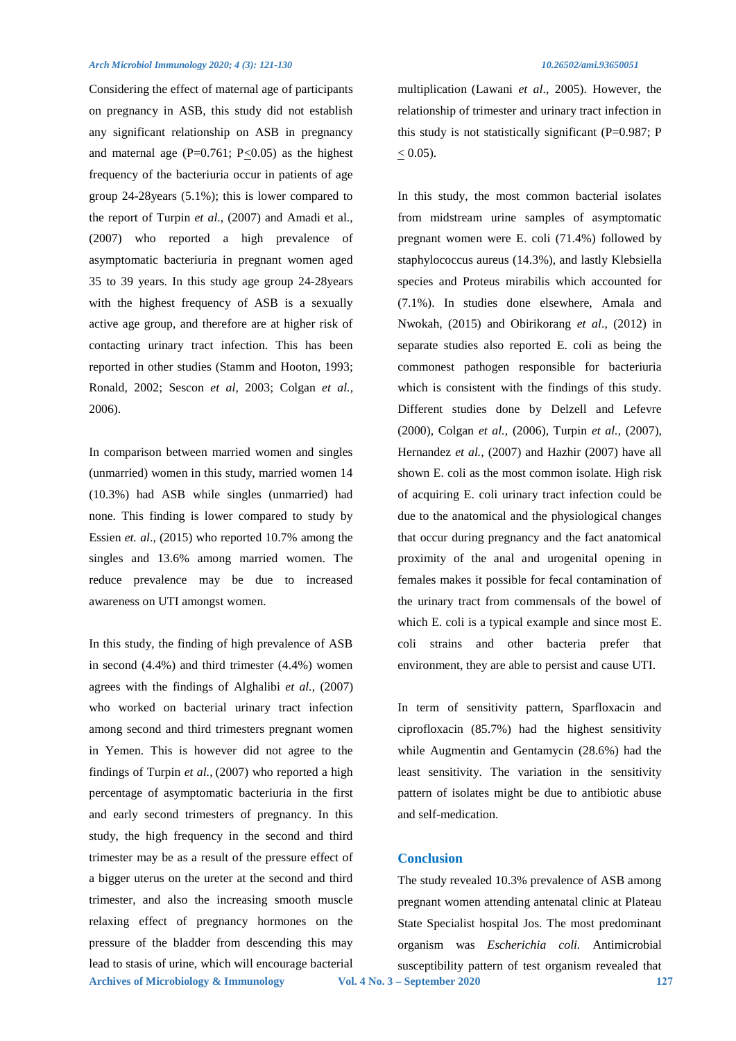Considering the effect of maternal age of participants on pregnancy in ASB, this study did not establish any significant relationship on ASB in pregnancy and maternal age (P=0.761; P≤0.05) as the highest frequency of the bacteriuria occur in patients of age group 24-28years (5.1%); this is lower compared to the report of Turpin *et al*., (2007) and Amadi et al., (2007) who reported a high prevalence of asymptomatic bacteriuria in pregnant women aged 35 to 39 years. In this study age group 24-28years with the highest frequency of ASB is a sexually active age group, and therefore are at higher risk of contacting urinary tract infection. This has been reported in other studies (Stamm and Hooton, 1993; Ronald, 2002; Sescon *et al*, 2003; Colgan *et al.,* 2006).

In comparison between married women and singles (unmarried) women in this study, married women 14 (10.3%) had ASB while singles (unmarried) had none. This finding is lower compared to study by Essien *et. al*., (2015) who reported 10.7% among the singles and 13.6% among married women. The reduce prevalence may be due to increased awareness on UTI amongst women.

In this study, the finding of high prevalence of ASB in second (4.4%) and third trimester (4.4%) women agrees with the findings of Alghalibi *et al.,* (2007) who worked on bacterial urinary tract infection among second and third trimesters pregnant women in Yemen. This is however did not agree to the findings of Turpin *et al.,* (2007) who reported a high percentage of asymptomatic bacteriuria in the first and early second trimesters of pregnancy. In this study, the high frequency in the second and third trimester may be as a result of the pressure effect of a bigger uterus on the ureter at the second and third trimester, and also the increasing smooth muscle relaxing effect of pregnancy hormones on the pressure of the bladder from descending this may lead to stasis of urine, which will encourage bacterial multiplication (Lawani *et al*., 2005). However, the relationship of trimester and urinary tract infection in this study is not statistically significant (P=0.987; P ≤ 0.05).

In this study, the most common bacterial isolates from midstream urine samples of asymptomatic pregnant women were E. coli (71.4%) followed by staphylococcus aureus (14.3%), and lastly Klebsiella species and Proteus mirabilis which accounted for (7.1%). In studies done elsewhere, Amala and Nwokah, (2015) and Obirikorang *et al*., (2012) in separate studies also reported E. coli as being the commonest pathogen responsible for bacteriuria which is consistent with the findings of this study. Different studies done by Delzell and Lefevre (2000), Colgan *et al.,* (2006), Turpin *et al.,* (2007), Hernandez *et al.,* (2007) and Hazhir (2007) have all shown E. coli as the most common isolate. High risk of acquiring E. coli urinary tract infection could be due to the anatomical and the physiological changes that occur during pregnancy and the fact anatomical proximity of the anal and urogenital opening in females makes it possible for fecal contamination of the urinary tract from commensals of the bowel of which E. coli is a typical example and since most E. coli strains and other bacteria prefer that environment, they are able to persist and cause UTI.

In term of sensitivity pattern, Sparfloxacin and ciprofloxacin (85.7%) had the highest sensitivity while Augmentin and Gentamycin (28.6%) had the least sensitivity. The variation in the sensitivity pattern of isolates might be due to antibiotic abuse and self-medication.

## Conclusion

The study revealed 10.3% prevalence of ASB among pregnant women attending antenatal clinic at Plateau State Specialist hospital Jos. The most predominant organism was *Escherichia coli.* Antimicrobial susceptibility pattern of test organism revealed that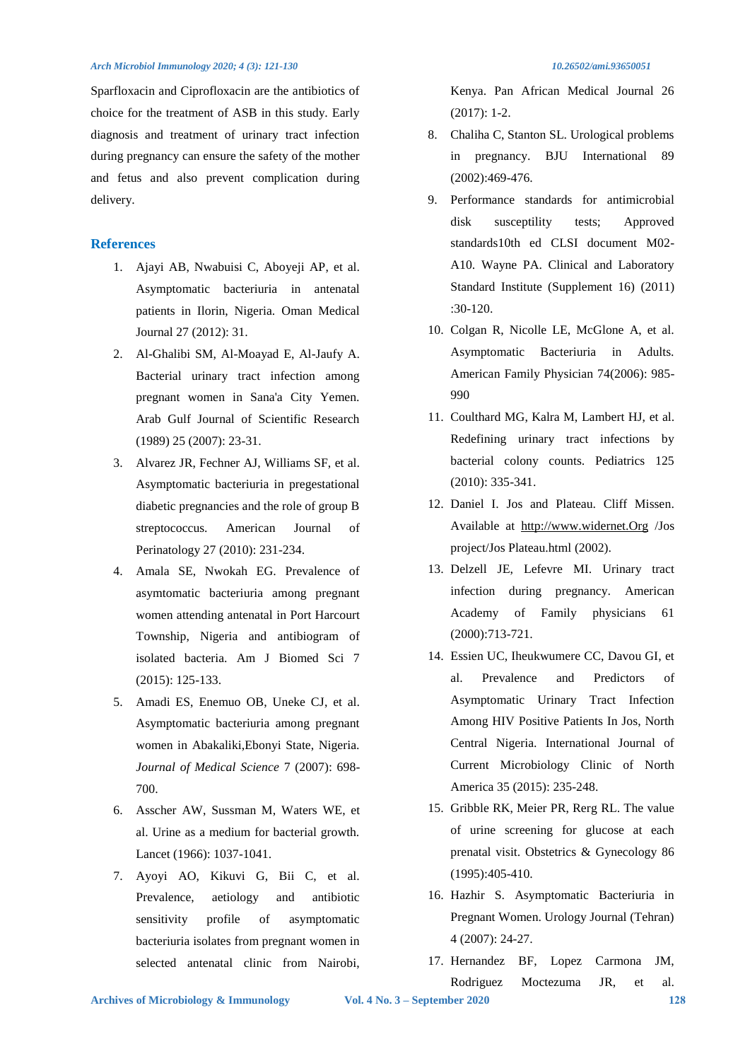Sparfloxacin and Ciprofloxacin are the antibiotics of choice for the treatment of ASB in this study. Early diagnosis and treatment of urinary tract infection during pregnancy can ensure the safety of the mother and fetus and also prevent complication during delivery.

## References

1. Ajayi AB, Nwabuisi C, Aboyeji AP, et al. Asymptomatic bacteriuria in antenatal patients in Ilorin, Nigeria. Oman Medical Journal 27 (2012): 31.
2. Al-Ghalibi SM, Al-Moayad E, Al-Jaufy A. Bacterial urinary tract infection among pregnant women in Sana'a City Yemen. Arab Gulf Journal of Scientific Research (1989) 25 (2007): 23-31.
3. Alvarez JR, Fechner AJ, Williams SF, et al. Asymptomatic bacteriuria in pregestational diabetic pregnancies and the role of group B streptococcus. American Journal of Perinatology 27 (2010): 231-234.
4. Amala SE, Nwokah EG. Prevalence of asymtomatic bacteriuria among pregnant women attending antenatal in Port Harcourt Township, Nigeria and antibiogram of isolated bacteria. Am J Biomed Sci 7 (2015): 125-133.
5. Amadi ES, Enemuo OB, Uneke CJ, et al. Asymptomatic bacteriuria among pregnant women in Abakaliki,Ebonyi State, Nigeria. *Journal of Medical Science* 7 (2007): 698-700.
6. Asscher AW, Sussman M, Waters WE, et al. Urine as a medium for bacterial growth. Lancet (1966): 1037-1041.
7. Ayoyi AO, Kikuvi G, Bii C, et al. Prevalence, aetiology and antibiotic sensitivity profile of asymptomatic bacteriuria isolates from pregnant women in selected antenatal clinic from Nairobi, Kenya. Pan African Medical Journal 26 (2017): 1-2.
8. Chaliha C, Stanton SL. Urological problems in pregnancy. BJU International 89 (2002):469-476.
9. Performance standards for antimicrobial disk susceptility tests; Approved standards10th ed CLSI document M02-A10. Wayne PA. Clinical and Laboratory Standard Institute (Supplement 16) (2011) :30-120.
10. Colgan R, Nicolle LE, McGlone A, et al. Asymptomatic Bacteriuria in Adults. American Family Physician 74(2006): 985-990
11. Coulthard MG, Kalra M, Lambert HJ, et al. Redefining urinary tract infections by bacterial colony counts. Pediatrics 125 (2010): 335-341.
12. Daniel I. Jos and Plateau. Cliff Missen. Available at http://www.widernet.Org /Jos project/Jos Plateau.html (2002).
13. Delzell JE, Lefevre MI. Urinary tract infection during pregnancy. American Academy of Family physicians 61 (2000):713-721.
14. Essien UC, Iheukwumere CC, Davou GI, et al. Prevalence and Predictors of Asymptomatic Urinary Tract Infection Among HIV Positive Patients In Jos, North Central Nigeria. International Journal of Current Microbiology Clinic of North America 35 (2015): 235-248.
15. Gribble RK, Meier PR, Rerg RL. The value of urine screening for glucose at each prenatal visit. Obstetrics & Gynecology 86 (1995):405-410.
16. Hazhir S. Asymptomatic Bacteriuria in Pregnant Women. Urology Journal (Tehran) 4 (2007): 24-27.
17. Hernandez BF, Lopez Carmona JM, Rodriguez Moctezuma JR, et al.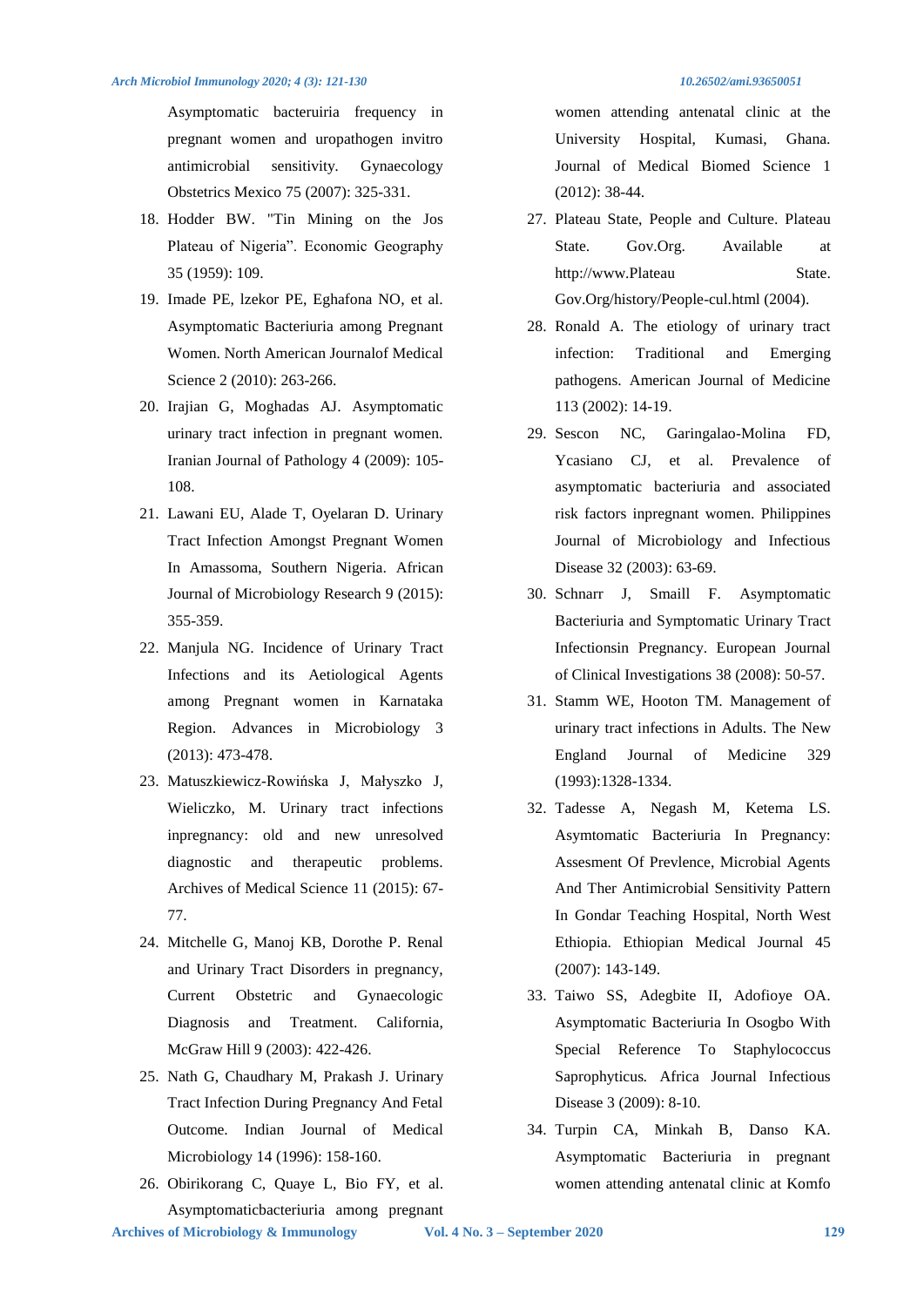Asymptomatic bacteruiria frequency in pregnant women and uropathogen invitro antimicrobial sensitivity. Gynaecology Obstetrics Mexico 75 (2007): 325-331.

18. Hodder BW. "Tin Mining on the Jos Plateau of Nigeria". Economic Geography 35 (1959): 109.
19. Imade PE, lzekor PE, Eghafona NO, et al. Asymptomatic Bacteriuria among Pregnant Women. North American Journalof Medical Science 2 (2010): 263-266.
20. Irajian G, Moghadas AJ. Asymptomatic urinary tract infection in pregnant women. Iranian Journal of Pathology 4 (2009): 105-108.
21. Lawani EU, Alade T, Oyelaran D. Urinary Tract Infection Amongst Pregnant Women In Amassoma, Southern Nigeria. African Journal of Microbiology Research 9 (2015): 355-359.
22. Manjula NG. Incidence of Urinary Tract Infections and its Aetiological Agents among Pregnant women in Karnataka Region. Advances in Microbiology 3 (2013): 473-478.
23. Matuszkiewicz-Rowińska J, Małyszko J, Wieliczko, M. Urinary tract infections inpregnancy: old and new unresolved diagnostic and therapeutic problems. Archives of Medical Science 11 (2015): 67-77.
24. Mitchelle G, Manoj KB, Dorothe P. Renal and Urinary Tract Disorders in pregnancy, Current Obstetric and Gynaecologic Diagnosis and Treatment. California, McGraw Hill 9 (2003): 422-426.
25. Nath G, Chaudhary M, Prakash J. Urinary Tract Infection During Pregnancy And Fetal Outcome. Indian Journal of Medical Microbiology 14 (1996): 158-160.
26. Obirikorang C, Quaye L, Bio FY, et al. Asymptomaticbacteriuria among pregnant women attending antenatal clinic at the University Hospital, Kumasi, Ghana. Journal of Medical Biomed Science 1 (2012): 38-44.
27. Plateau State, People and Culture. Plateau State. Gov.Org. Available at http://www.Plateau State. Gov.Org/history/People-cul.html (2004).
28. Ronald A. The etiology of urinary tract infection: Traditional and Emerging pathogens. American Journal of Medicine 113 (2002): 14-19.
29. Sescon NC, Garingalao-Molina FD, Ycasiano CJ, et al. Prevalence of asymptomatic bacteriuria and associated risk factors inpregnant women. Philippines Journal of Microbiology and Infectious Disease 32 (2003): 63-69.
30. Schnarr J, Smaill F. Asymptomatic Bacteriuria and Symptomatic Urinary Tract Infectionsin Pregnancy. European Journal of Clinical Investigations 38 (2008): 50-57.
31. Stamm WE, Hooton TM. Management of urinary tract infections in Adults. The New England Journal of Medicine 329 (1993):1328-1334.
32. Tadesse A, Negash M, Ketema LS. Asymtomatic Bacteriuria In Pregnancy: Assesment Of Prevlence, Microbial Agents And Ther Antimicrobial Sensitivity Pattern In Gondar Teaching Hospital, North West Ethiopia. Ethiopian Medical Journal 45 (2007): 143-149.
33. Taiwo SS, Adegbite II, Adofioye OA. Asymptomatic Bacteriuria In Osogbo With Special Reference To Staphylococcus Saprophyticus. Africa Journal Infectious Disease 3 (2009): 8-10.
34. Turpin CA, Minkah B, Danso KA. Asymptomatic Bacteriuria in pregnant women attending antenatal clinic at Komfo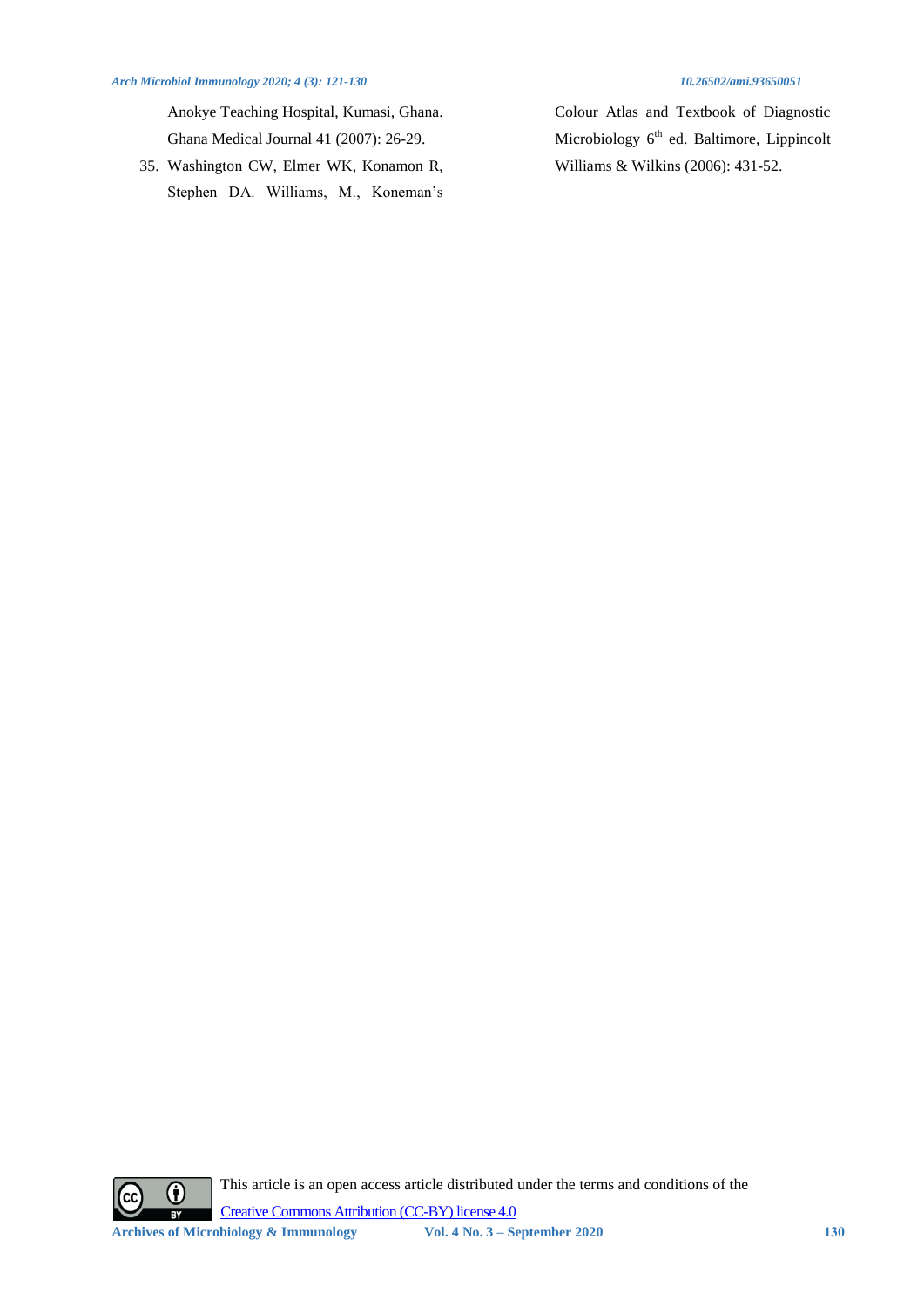Anokye Teaching Hospital, Kumasi, Ghana. Ghana Medical Journal 41 (2007): 26-29.

35. Washington CW, Elmer WK, Konamon R, Stephen DA. Williams, M., Koneman's Colour Atlas and Textbook of Diagnostic Microbiology 6th ed. Baltimore, Lippincolt Williams & Wilkins (2006): 431-52.

This article is an open access article distributed under the terms and conditions of the [Creative Commons Attribution (CC-BY) license 4.0]